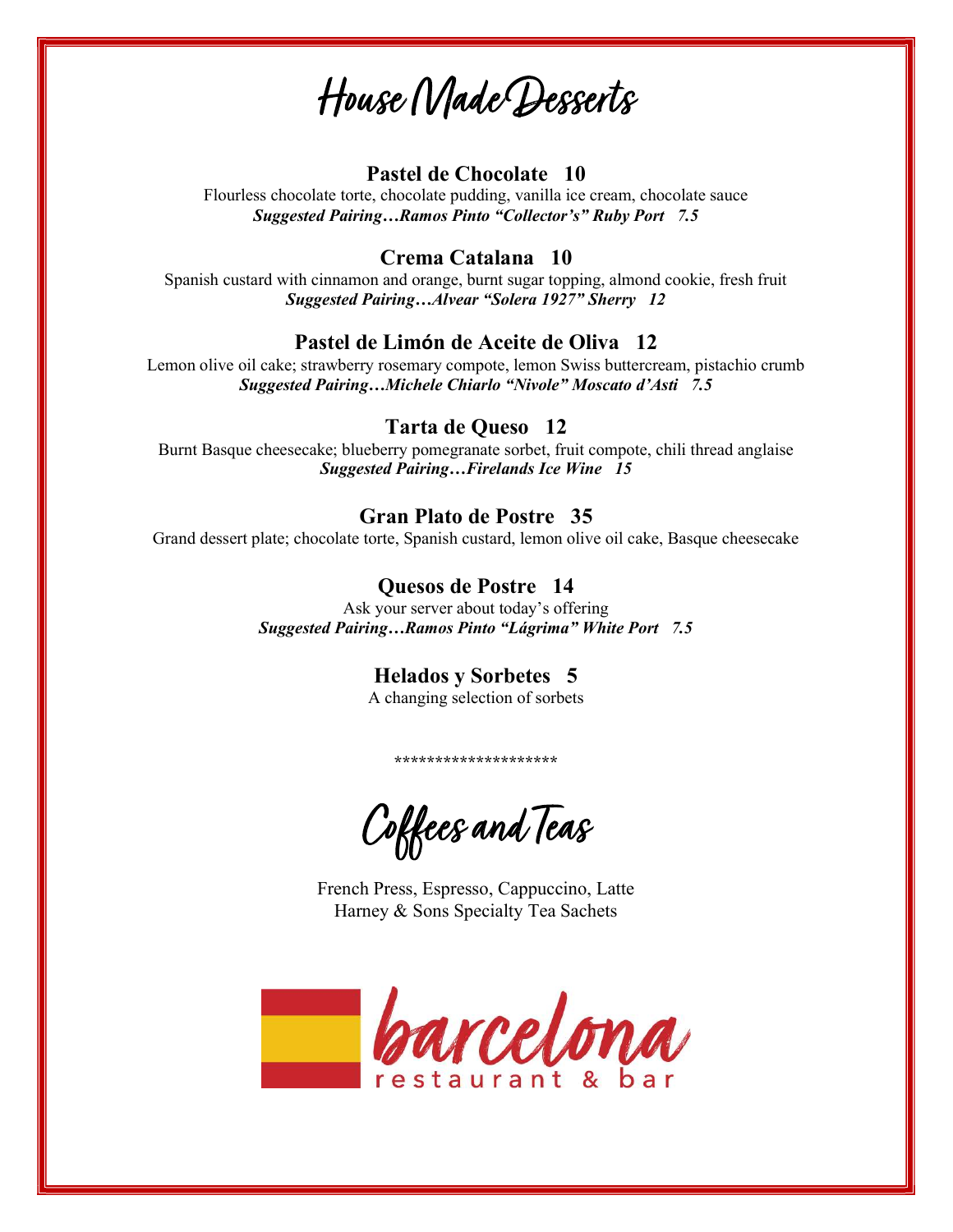# House Made Desserts

**Pastel de Chocolate 10**
Flourless chocolate torte, chocolate pudding, vanilla ice cream, chocolate sauce
***Suggested Pairing…Ramos Pinto "Collector's" Ruby Port 7.5***

**Crema Catalana 10**
Spanish custard with cinnamon and orange, burnt sugar topping, almond cookie, fresh fruit
***Suggested Pairing…Alvear "Solera 1927" Sherry 12***

**Pastel de Limón de Aceite de Oliva 12**
Lemon olive oil cake; strawberry rosemary compote, lemon Swiss buttercream, pistachio crumb
***Suggested Pairing…Michele Chiarlo "Nivole" Moscato d'Asti 7.5***

**Tarta de Queso 12**
Burnt Basque cheesecake; blueberry pomegranate sorbet, fruit compote, chili thread anglaise
***Suggested Pairing…Firelands Ice Wine 15***

**Gran Plato de Postre 35**
Grand dessert plate; chocolate torte, Spanish custard, lemon olive oil cake, Basque cheesecake

**Quesos de Postre 14**
Ask your server about today's offering
***Suggested Pairing…Ramos Pinto "Lágrima" White Port 7.5***

**Helados y Sorbetes 5**
A changing selection of sorbets

********************

# Coffees and Teas

French Press, Espresso, Cappuccino, Latte
Harney & Sons Specialty Tea Sachets

barcelona
restaurant & bar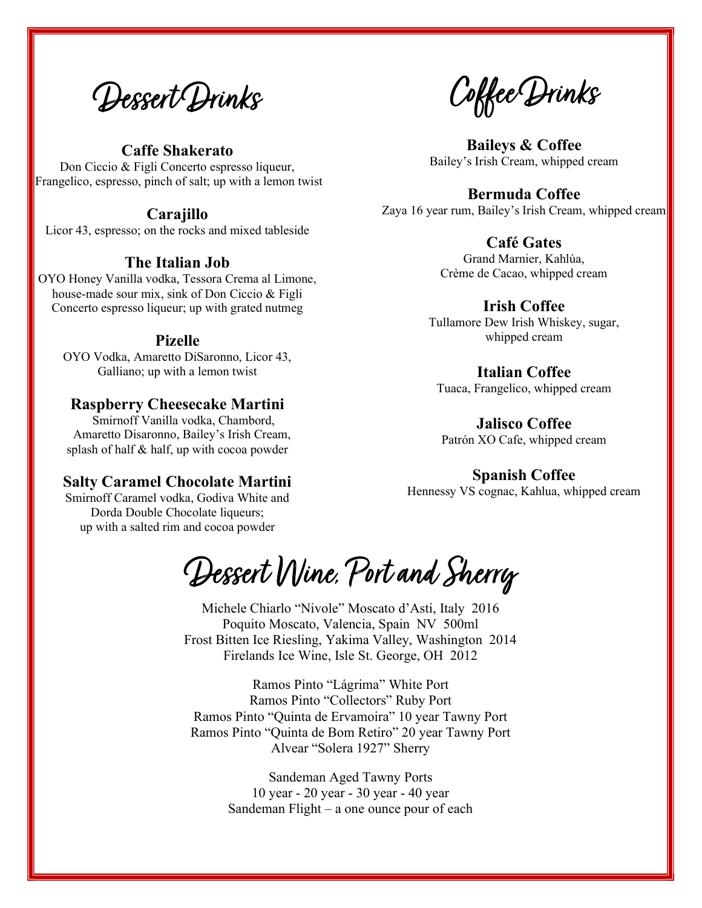# Dessert Drinks

### Caffe Shakerato

Don Ciccio & Figli Concerto espresso liqueur, Frangelico, espresso, pinch of salt; up with a lemon twist

### Carajillo

Licor 43, espresso; on the rocks and mixed tableside

### The Italian Job

OYO Honey Vanilla vodka, Tessora Crema al Limone, house-made sour mix, sink of Don Ciccio & Figli Concerto espresso liqueur; up with grated nutmeg

### Pizelle

OYO Vodka, Amaretto DiSaronno, Licor 43, Galliano; up with a lemon twist

### Raspberry Cheesecake Martini

Smirnoff Vanilla vodka, Chambord, Amaretto Disaronno, Bailey's Irish Cream, splash of half & half, up with cocoa powder

### Salty Caramel Chocolate Martini

Smirnoff Caramel vodka, Godiva White and Dorda Double Chocolate liqueurs; up with a salted rim and cocoa powder

# Coffee Drinks

### Baileys & Coffee

Bailey's Irish Cream, whipped cream

### Bermuda Coffee

Zaya 16 year rum, Bailey's Irish Cream, whipped cream

### Café Gates

Grand Marnier, Kahlúa, Crème de Cacao, whipped cream

### Irish Coffee

Tullamore Dew Irish Whiskey, sugar, whipped cream

### Italian Coffee

Tuaca, Frangelico, whipped cream

### Jalisco Coffee

Patrón XO Cafe, whipped cream

### Spanish Coffee

Hennessy VS cognac, Kahlua, whipped cream

# Dessert Wine, Port and Sherry

Michele Chiarlo "Nivole" Moscato d'Asti, Italy 2016
Poquito Moscato, Valencia, Spain NV 500ml
Frost Bitten Ice Riesling, Yakima Valley, Washington 2014
Firelands Ice Wine, Isle St. George, OH 2012

Ramos Pinto "Lágrima" White Port
Ramos Pinto "Collectors" Ruby Port
Ramos Pinto "Quinta de Ervamoira" 10 year Tawny Port
Ramos Pinto "Quinta de Bom Retiro" 20 year Tawny Port
Alvear "Solera 1927" Sherry

Sandeman Aged Tawny Ports
10 year - 20 year - 30 year - 40 year
Sandeman Flight – a one ounce pour of each